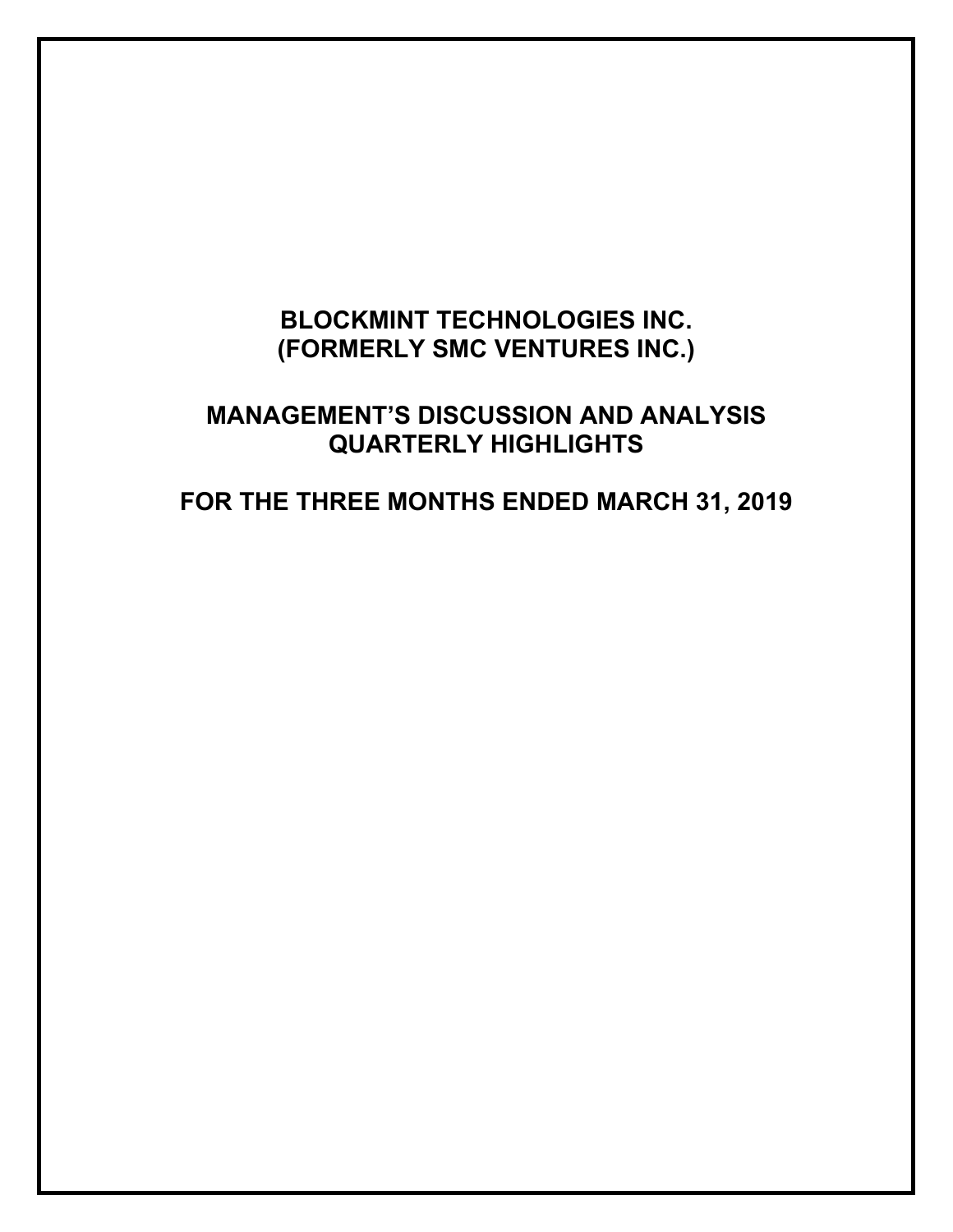# BLOCKMINT TECHNOLOGIES INC.
# (FORMERLY SMC VENTURES INC.)

## MANAGEMENT'S DISCUSSION AND ANALYSIS
## QUARTERLY HIGHLIGHTS

## FOR THE THREE MONTHS ENDED MARCH 31, 2019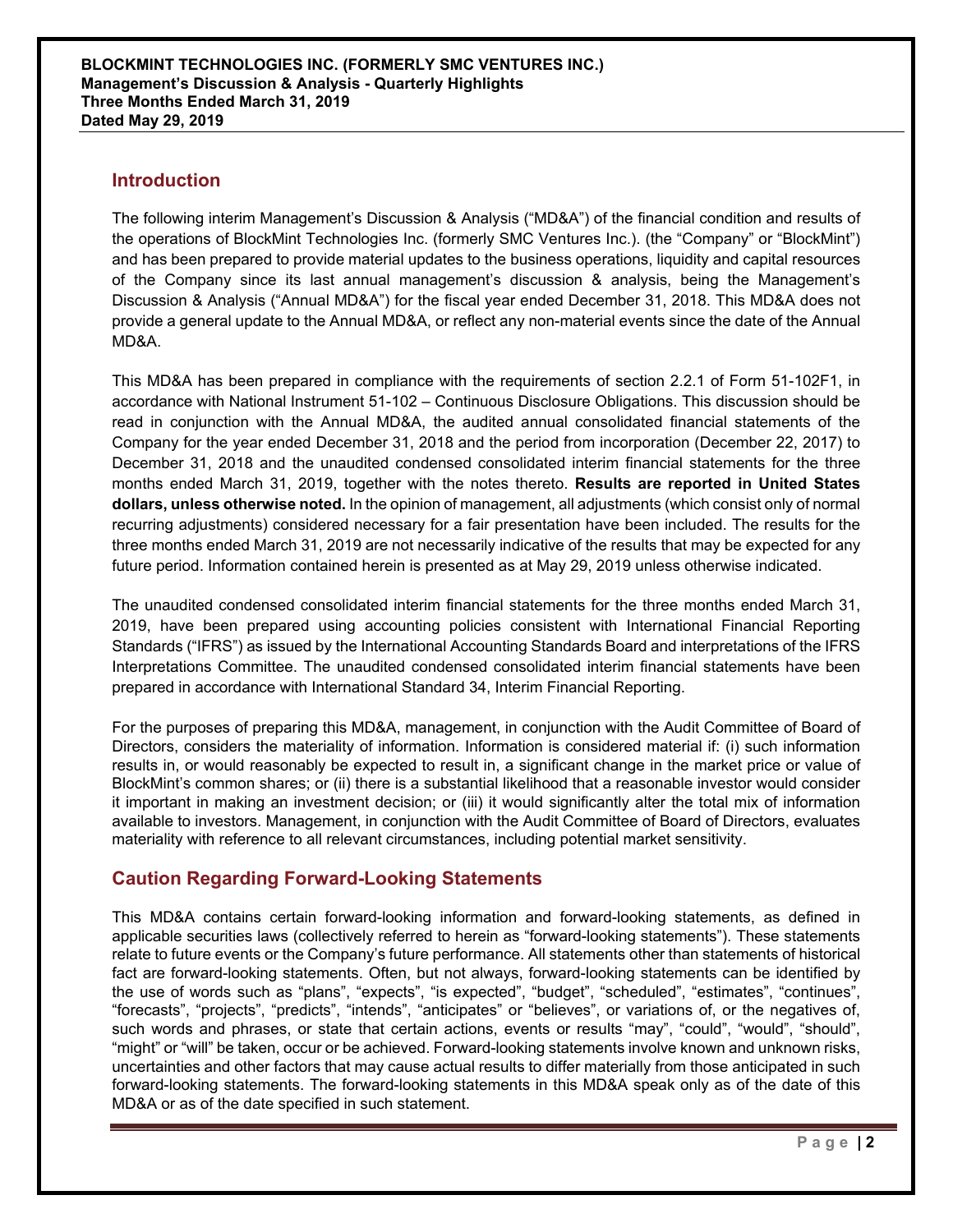## Introduction

The following interim Management's Discussion & Analysis ("MD&A") of the financial condition and results of the operations of BlockMint Technologies Inc. (formerly SMC Ventures Inc.). (the "Company" or "BlockMint") and has been prepared to provide material updates to the business operations, liquidity and capital resources of the Company since its last annual management's discussion & analysis, being the Management's Discussion & Analysis ("Annual MD&A") for the fiscal year ended December 31, 2018. This MD&A does not provide a general update to the Annual MD&A, or reflect any non-material events since the date of the Annual MD&A.

This MD&A has been prepared in compliance with the requirements of section 2.2.1 of Form 51-102F1, in accordance with National Instrument 51-102 – Continuous Disclosure Obligations. This discussion should be read in conjunction with the Annual MD&A, the audited annual consolidated financial statements of the Company for the year ended December 31, 2018 and the period from incorporation (December 22, 2017) to December 31, 2018 and the unaudited condensed consolidated interim financial statements for the three months ended March 31, 2019, together with the notes thereto. **Results are reported in United States dollars, unless otherwise noted.** In the opinion of management, all adjustments (which consist only of normal recurring adjustments) considered necessary for a fair presentation have been included. The results for the three months ended March 31, 2019 are not necessarily indicative of the results that may be expected for any future period. Information contained herein is presented as at May 29, 2019 unless otherwise indicated.

The unaudited condensed consolidated interim financial statements for the three months ended March 31, 2019, have been prepared using accounting policies consistent with International Financial Reporting Standards ("IFRS") as issued by the International Accounting Standards Board and interpretations of the IFRS Interpretations Committee. The unaudited condensed consolidated interim financial statements have been prepared in accordance with International Standard 34, Interim Financial Reporting.

For the purposes of preparing this MD&A, management, in conjunction with the Audit Committee of Board of Directors, considers the materiality of information. Information is considered material if: (i) such information results in, or would reasonably be expected to result in, a significant change in the market price or value of BlockMint's common shares; or (ii) there is a substantial likelihood that a reasonable investor would consider it important in making an investment decision; or (iii) it would significantly alter the total mix of information available to investors. Management, in conjunction with the Audit Committee of Board of Directors, evaluates materiality with reference to all relevant circumstances, including potential market sensitivity.

## Caution Regarding Forward-Looking Statements

This MD&A contains certain forward-looking information and forward-looking statements, as defined in applicable securities laws (collectively referred to herein as "forward-looking statements"). These statements relate to future events or the Company's future performance. All statements other than statements of historical fact are forward-looking statements. Often, but not always, forward-looking statements can be identified by the use of words such as "plans", "expects", "is expected", "budget", "scheduled", "estimates", "continues", "forecasts", "projects", "predicts", "intends", "anticipates" or "believes", or variations of, or the negatives of, such words and phrases, or state that certain actions, events or results "may", "could", "would", "should", "might" or "will" be taken, occur or be achieved. Forward-looking statements involve known and unknown risks, uncertainties and other factors that may cause actual results to differ materially from those anticipated in such forward-looking statements. The forward-looking statements in this MD&A speak only as of the date of this MD&A or as of the date specified in such statement.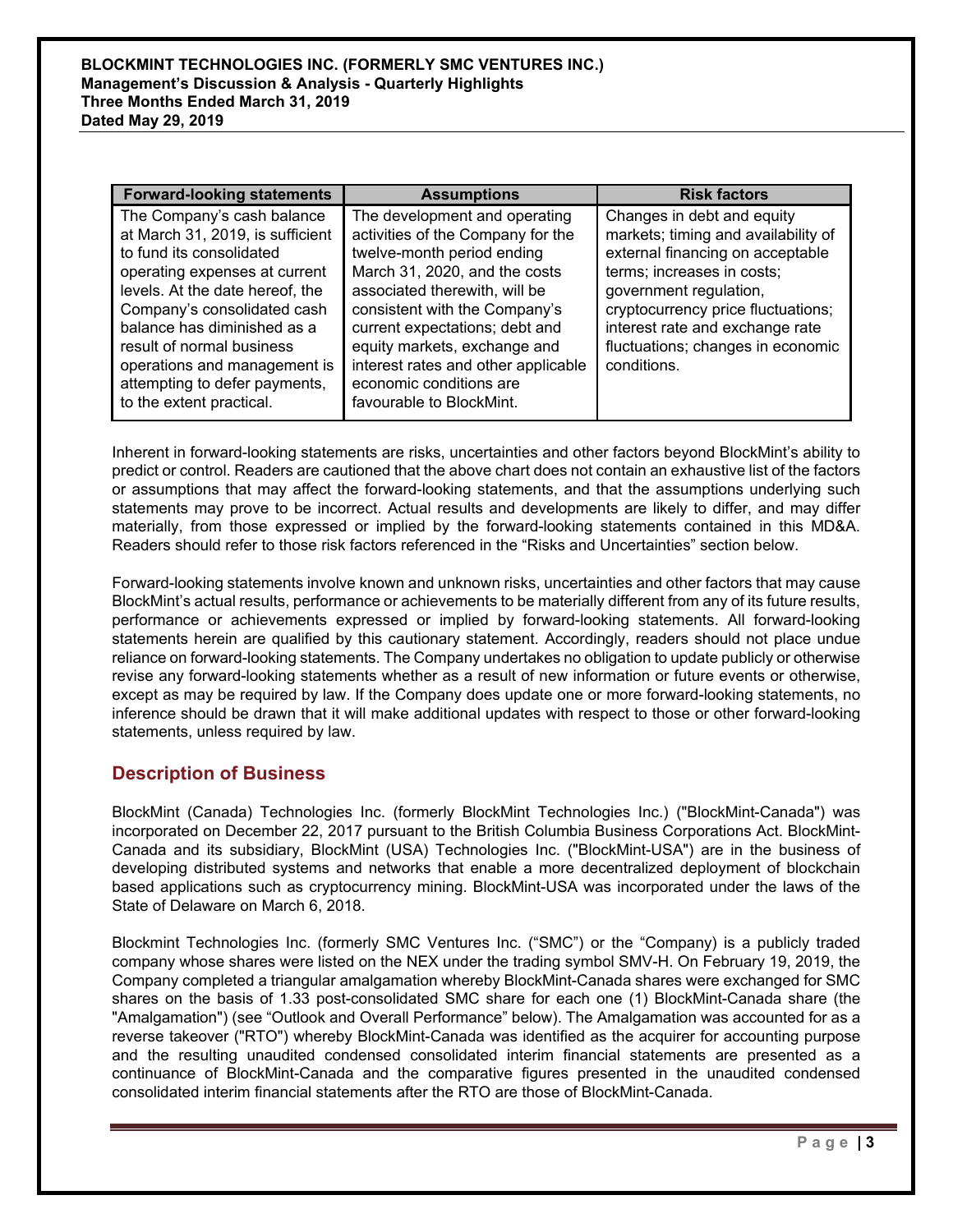| Forward-looking statements | Assumptions | Risk factors |
| --- | --- | --- |
| The Company's cash balance at March 31, 2019, is sufficient to fund its consolidated operating expenses at current levels. At the date hereof, the Company's consolidated cash balance has diminished as a result of normal business operations and management is attempting to defer payments, to the extent practical. | The development and operating activities of the Company for the twelve-month period ending March 31, 2020, and the costs associated therewith, will be consistent with the Company's current expectations; debt and equity markets, exchange and interest rates and other applicable economic conditions are favourable to BlockMint. | Changes in debt and equity markets; timing and availability of external financing on acceptable terms; increases in costs; government regulation, cryptocurrency price fluctuations; interest rate and exchange rate fluctuations; changes in economic conditions. |

Inherent in forward-looking statements are risks, uncertainties and other factors beyond BlockMint's ability to predict or control. Readers are cautioned that the above chart does not contain an exhaustive list of the factors or assumptions that may affect the forward-looking statements, and that the assumptions underlying such statements may prove to be incorrect. Actual results and developments are likely to differ, and may differ materially, from those expressed or implied by the forward-looking statements contained in this MD&A. Readers should refer to those risk factors referenced in the "Risks and Uncertainties" section below.

Forward-looking statements involve known and unknown risks, uncertainties and other factors that may cause BlockMint's actual results, performance or achievements to be materially different from any of its future results, performance or achievements expressed or implied by forward-looking statements. All forward-looking statements herein are qualified by this cautionary statement. Accordingly, readers should not place undue reliance on forward-looking statements. The Company undertakes no obligation to update publicly or otherwise revise any forward-looking statements whether as a result of new information or future events or otherwise, except as may be required by law. If the Company does update one or more forward-looking statements, no inference should be drawn that it will make additional updates with respect to those or other forward-looking statements, unless required by law.

## Description of Business

BlockMint (Canada) Technologies Inc. (formerly BlockMint Technologies Inc.) ("BlockMint-Canada") was incorporated on December 22, 2017 pursuant to the British Columbia Business Corporations Act. BlockMint-Canada and its subsidiary, BlockMint (USA) Technologies Inc. ("BlockMint-USA") are in the business of developing distributed systems and networks that enable a more decentralized deployment of blockchain based applications such as cryptocurrency mining. BlockMint-USA was incorporated under the laws of the State of Delaware on March 6, 2018.

Blockmint Technologies Inc. (formerly SMC Ventures Inc. ("SMC") or the "Company) is a publicly traded company whose shares were listed on the NEX under the trading symbol SMV-H. On February 19, 2019, the Company completed a triangular amalgamation whereby BlockMint-Canada shares were exchanged for SMC shares on the basis of 1.33 post-consolidated SMC share for each one (1) BlockMint-Canada share (the "Amalgamation") (see "Outlook and Overall Performance" below). The Amalgamation was accounted for as a reverse takeover ("RTO") whereby BlockMint-Canada was identified as the acquirer for accounting purpose and the resulting unaudited condensed consolidated interim financial statements are presented as a continuance of BlockMint-Canada and the comparative figures presented in the unaudited condensed consolidated interim financial statements after the RTO are those of BlockMint-Canada.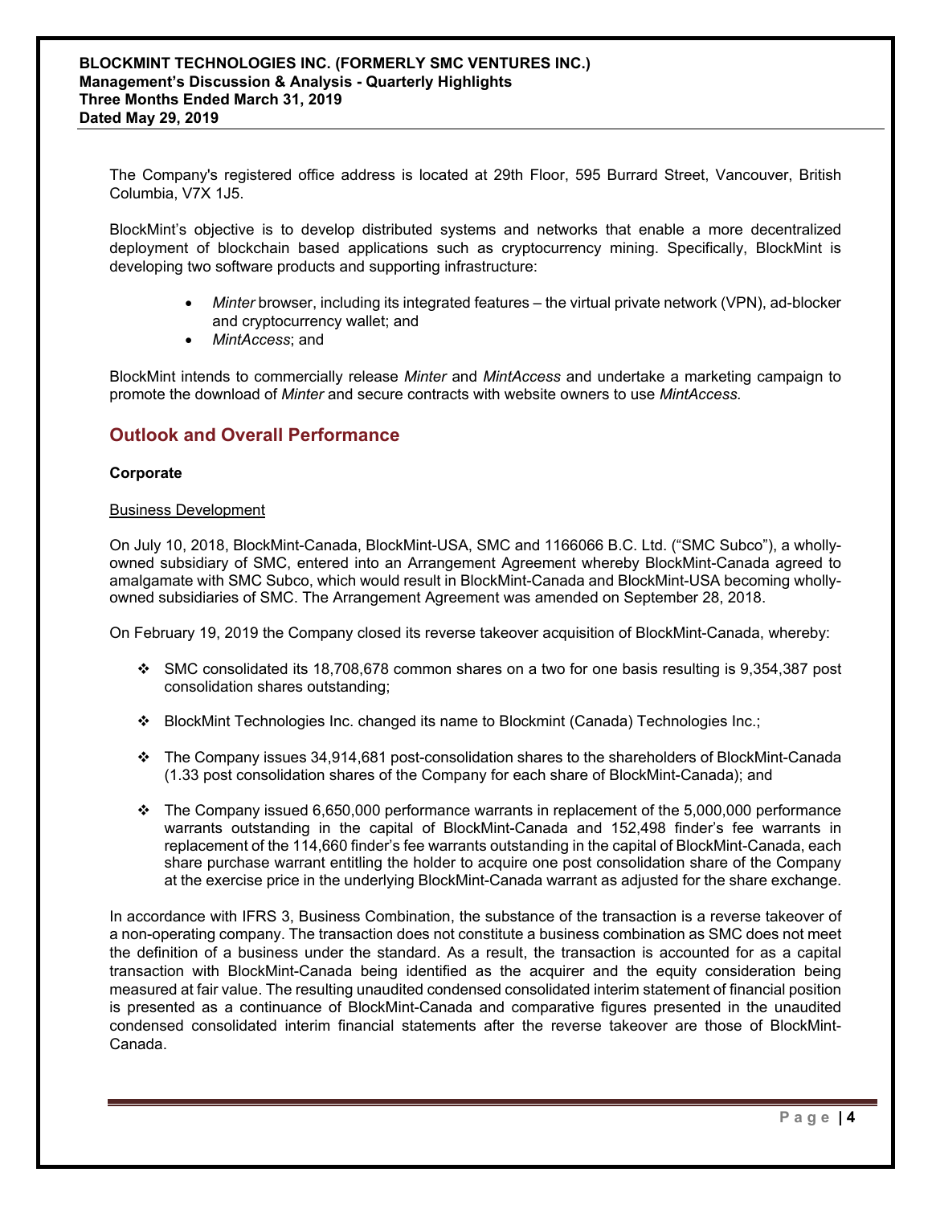The Company's registered office address is located at 29th Floor, 595 Burrard Street, Vancouver, British Columbia, V7X 1J5.

BlockMint's objective is to develop distributed systems and networks that enable a more decentralized deployment of blockchain based applications such as cryptocurrency mining. Specifically, BlockMint is developing two software products and supporting infrastructure:

- *Minter* browser, including its integrated features – the virtual private network (VPN), ad-blocker and cryptocurrency wallet; and
- *MintAccess*; and

BlockMint intends to commercially release *Minter* and *MintAccess* and undertake a marketing campaign to promote the download of *Minter* and secure contracts with website owners to use *MintAccess.*

## Outlook and Overall Performance

**Corporate**

Business Development

On July 10, 2018, BlockMint-Canada, BlockMint-USA, SMC and 1166066 B.C. Ltd. ("SMC Subco"), a wholly-owned subsidiary of SMC, entered into an Arrangement Agreement whereby BlockMint-Canada agreed to amalgamate with SMC Subco, which would result in BlockMint-Canada and BlockMint-USA becoming wholly-owned subsidiaries of SMC. The Arrangement Agreement was amended on September 28, 2018.

On February 19, 2019 the Company closed its reverse takeover acquisition of BlockMint-Canada, whereby:

- SMC consolidated its 18,708,678 common shares on a two for one basis resulting is 9,354,387 post consolidation shares outstanding;
- BlockMint Technologies Inc. changed its name to Blockmint (Canada) Technologies Inc.;
- The Company issues 34,914,681 post-consolidation shares to the shareholders of BlockMint-Canada (1.33 post consolidation shares of the Company for each share of BlockMint-Canada); and
- The Company issued 6,650,000 performance warrants in replacement of the 5,000,000 performance warrants outstanding in the capital of BlockMint-Canada and 152,498 finder's fee warrants in replacement of the 114,660 finder's fee warrants outstanding in the capital of BlockMint-Canada, each share purchase warrant entitling the holder to acquire one post consolidation share of the Company at the exercise price in the underlying BlockMint-Canada warrant as adjusted for the share exchange.

In accordance with IFRS 3, Business Combination, the substance of the transaction is a reverse takeover of a non-operating company. The transaction does not constitute a business combination as SMC does not meet the definition of a business under the standard. As a result, the transaction is accounted for as a capital transaction with BlockMint-Canada being identified as the acquirer and the equity consideration being measured at fair value. The resulting unaudited condensed consolidated interim statement of financial position is presented as a continuance of BlockMint-Canada and comparative figures presented in the unaudited condensed consolidated interim financial statements after the reverse takeover are those of BlockMint-Canada.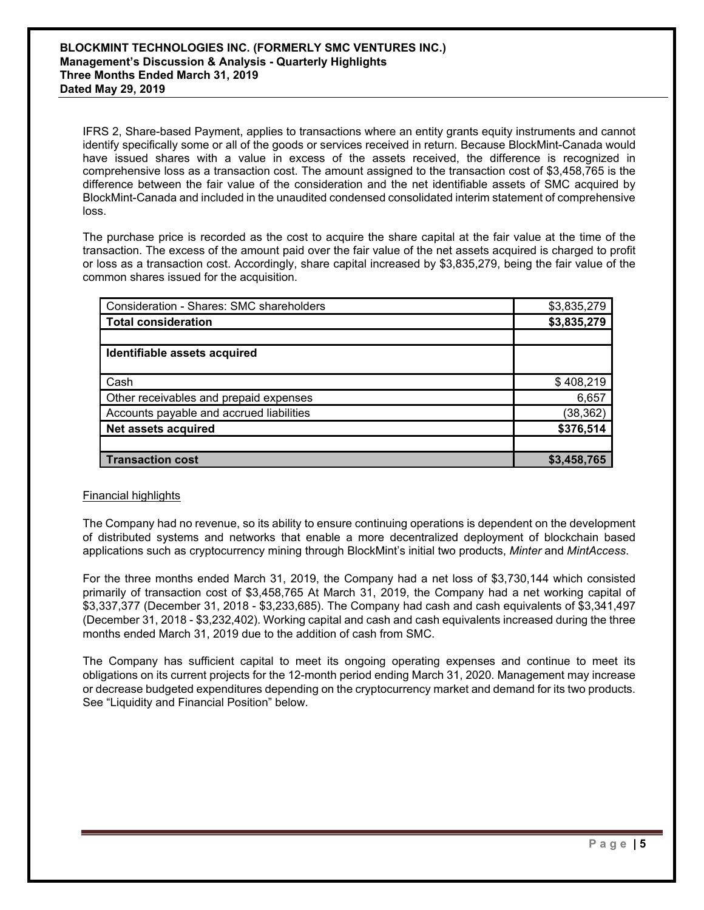IFRS 2, Share-based Payment, applies to transactions where an entity grants equity instruments and cannot identify specifically some or all of the goods or services received in return. Because BlockMint-Canada would have issued shares with a value in excess of the assets received, the difference is recognized in comprehensive loss as a transaction cost. The amount assigned to the transaction cost of $3,458,765 is the difference between the fair value of the consideration and the net identifiable assets of SMC acquired by BlockMint-Canada and included in the unaudited condensed consolidated interim statement of comprehensive loss.

The purchase price is recorded as the cost to acquire the share capital at the fair value at the time of the transaction. The excess of the amount paid over the fair value of the net assets acquired is charged to profit or loss as a transaction cost. Accordingly, share capital increased by $3,835,279, being the fair value of the common shares issued for the acquisition.

| | |
|---|---|
| Consideration - Shares: SMC shareholders | $3,835,279 |
| **Total consideration** | **$3,835,279** |
| | |
| **Identifiable assets acquired** | |
| Cash | $ 408,219 |
| Other receivables and prepaid expenses | 6,657 |
| Accounts payable and accrued liabilities | (38,362) |
| **Net assets acquired** | **$376,514** |
| | |
| **Transaction cost** | **$3,458,765** |

Financial highlights

The Company had no revenue, so its ability to ensure continuing operations is dependent on the development of distributed systems and networks that enable a more decentralized deployment of blockchain based applications such as cryptocurrency mining through BlockMint's initial two products, *Minter* and *MintAccess*.

For the three months ended March 31, 2019, the Company had a net loss of $3,730,144 which consisted primarily of transaction cost of $3,458,765 At March 31, 2019, the Company had a net working capital of $3,337,377 (December 31, 2018 - $3,233,685). The Company had cash and cash equivalents of $3,341,497 (December 31, 2018 - $3,232,402). Working capital and cash and cash equivalents increased during the three months ended March 31, 2019 due to the addition of cash from SMC.

The Company has sufficient capital to meet its ongoing operating expenses and continue to meet its obligations on its current projects for the 12-month period ending March 31, 2020. Management may increase or decrease budgeted expenditures depending on the cryptocurrency market and demand for its two products. See "Liquidity and Financial Position" below.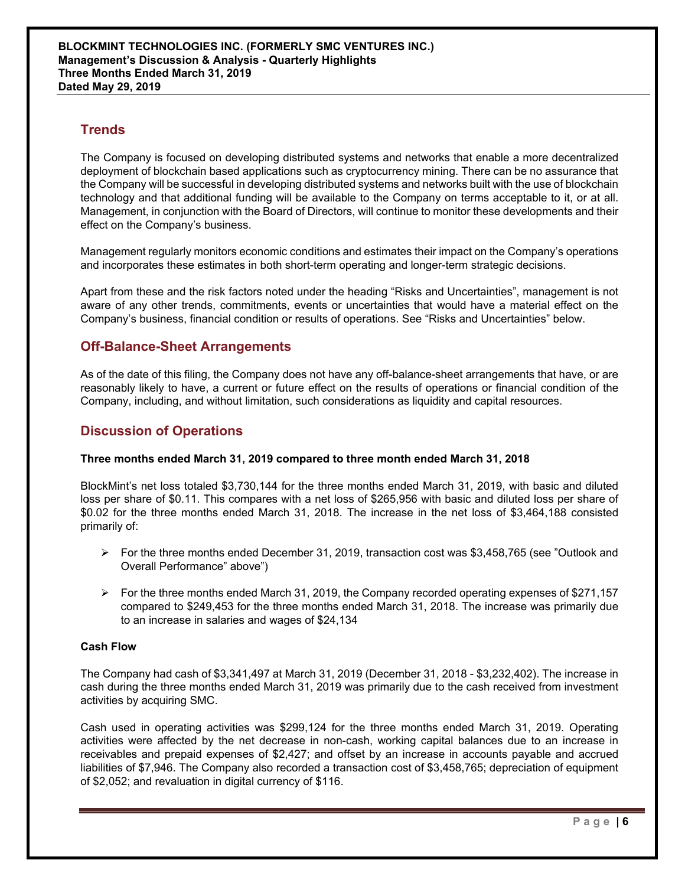## Trends

The Company is focused on developing distributed systems and networks that enable a more decentralized deployment of blockchain based applications such as cryptocurrency mining. There can be no assurance that the Company will be successful in developing distributed systems and networks built with the use of blockchain technology and that additional funding will be available to the Company on terms acceptable to it, or at all. Management, in conjunction with the Board of Directors, will continue to monitor these developments and their effect on the Company's business.

Management regularly monitors economic conditions and estimates their impact on the Company's operations and incorporates these estimates in both short-term operating and longer-term strategic decisions.

Apart from these and the risk factors noted under the heading "Risks and Uncertainties", management is not aware of any other trends, commitments, events or uncertainties that would have a material effect on the Company's business, financial condition or results of operations. See "Risks and Uncertainties" below.

## Off-Balance-Sheet Arrangements

As of the date of this filing, the Company does not have any off-balance-sheet arrangements that have, or are reasonably likely to have, a current or future effect on the results of operations or financial condition of the Company, including, and without limitation, such considerations as liquidity and capital resources.

## Discussion of Operations

**Three months ended March 31, 2019 compared to three month ended March 31, 2018**

BlockMint's net loss totaled $3,730,144 for the three months ended March 31, 2019, with basic and diluted loss per share of $0.11. This compares with a net loss of $265,956 with basic and diluted loss per share of $0.02 for the three months ended March 31, 2018. The increase in the net loss of $3,464,188 consisted primarily of:

- For the three months ended December 31, 2019, transaction cost was $3,458,765 (see "Outlook and Overall Performance" above")
- For the three months ended March 31, 2019, the Company recorded operating expenses of $271,157 compared to $249,453 for the three months ended March 31, 2018. The increase was primarily due to an increase in salaries and wages of $24,134

**Cash Flow**

The Company had cash of $3,341,497 at March 31, 2019 (December 31, 2018 - $3,232,402). The increase in cash during the three months ended March 31, 2019 was primarily due to the cash received from investment activities by acquiring SMC.

Cash used in operating activities was $299,124 for the three months ended March 31, 2019. Operating activities were affected by the net decrease in non-cash, working capital balances due to an increase in receivables and prepaid expenses of $2,427; and offset by an increase in accounts payable and accrued liabilities of $7,946. The Company also recorded a transaction cost of $3,458,765; depreciation of equipment of $2,052; and revaluation in digital currency of $116.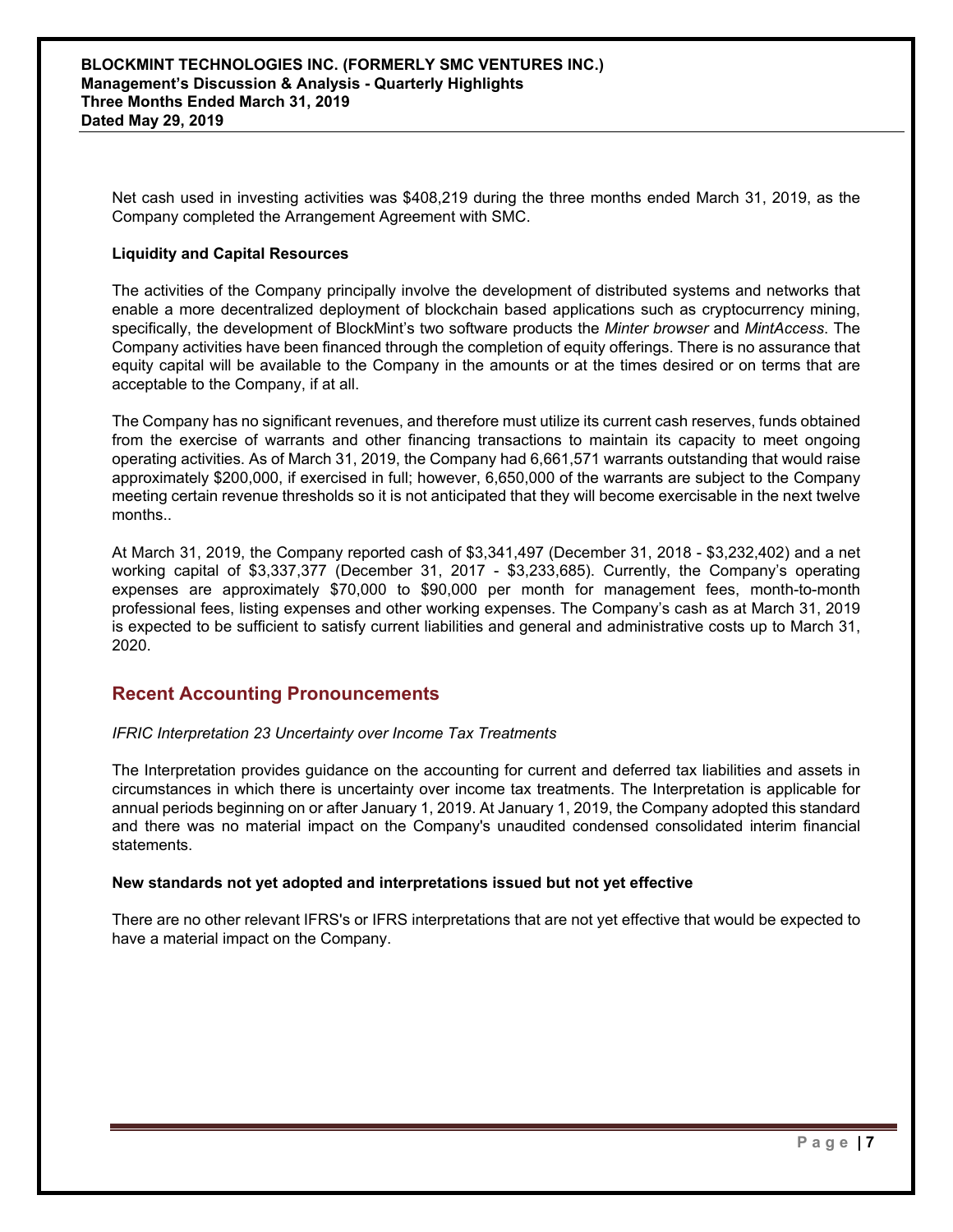Net cash used in investing activities was $408,219 during the three months ended March 31, 2019, as the Company completed the Arrangement Agreement with SMC.

**Liquidity and Capital Resources**

The activities of the Company principally involve the development of distributed systems and networks that enable a more decentralized deployment of blockchain based applications such as cryptocurrency mining, specifically, the development of BlockMint's two software products the *Minter browser* and *MintAccess*. The Company activities have been financed through the completion of equity offerings. There is no assurance that equity capital will be available to the Company in the amounts or at the times desired or on terms that are acceptable to the Company, if at all.

The Company has no significant revenues, and therefore must utilize its current cash reserves, funds obtained from the exercise of warrants and other financing transactions to maintain its capacity to meet ongoing operating activities. As of March 31, 2019, the Company had 6,661,571 warrants outstanding that would raise approximately $200,000, if exercised in full; however, 6,650,000 of the warrants are subject to the Company meeting certain revenue thresholds so it is not anticipated that they will become exercisable in the next twelve months..

At March 31, 2019, the Company reported cash of $3,341,497 (December 31, 2018 - $3,232,402) and a net working capital of $3,337,377 (December 31, 2017 - $3,233,685). Currently, the Company's operating expenses are approximately $70,000 to $90,000 per month for management fees, month-to-month professional fees, listing expenses and other working expenses. The Company's cash as at March 31, 2019 is expected to be sufficient to satisfy current liabilities and general and administrative costs up to March 31, 2020.

## Recent Accounting Pronouncements

*IFRIC Interpretation 23 Uncertainty over Income Tax Treatments*

The Interpretation provides guidance on the accounting for current and deferred tax liabilities and assets in circumstances in which there is uncertainty over income tax treatments. The Interpretation is applicable for annual periods beginning on or after January 1, 2019. At January 1, 2019, the Company adopted this standard and there was no material impact on the Company's unaudited condensed consolidated interim financial statements.

**New standards not yet adopted and interpretations issued but not yet effective**

There are no other relevant IFRS's or IFRS interpretations that are not yet effective that would be expected to have a material impact on the Company.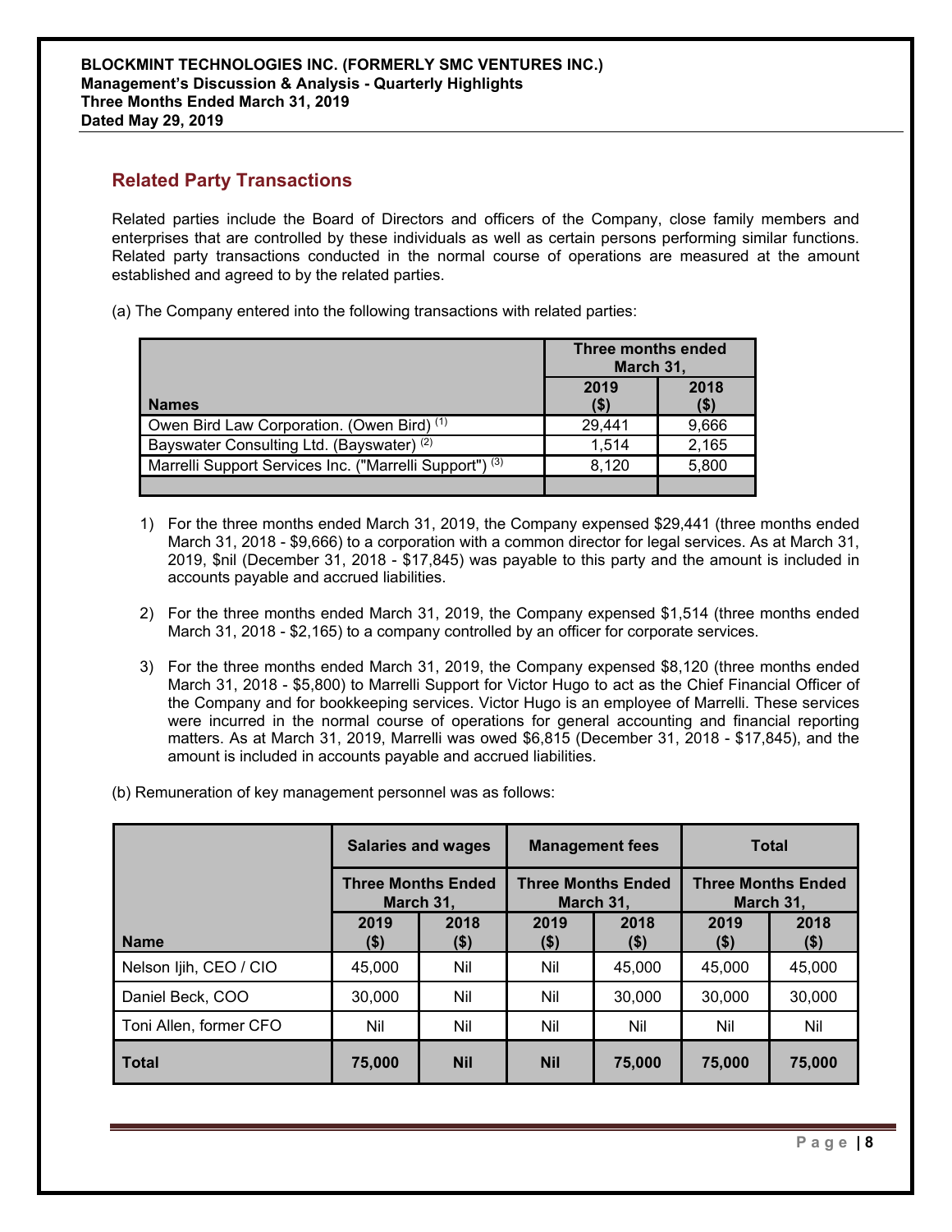## Related Party Transactions

Related parties include the Board of Directors and officers of the Company, close family members and enterprises that are controlled by these individuals as well as certain persons performing similar functions. Related party transactions conducted in the normal course of operations are measured at the amount established and agreed to by the related parties.

(a) The Company entered into the following transactions with related parties:

| Names | Three months ended March 31, | |
|---|---|---|
| | 2019 ($) | 2018 ($) |
| Owen Bird Law Corporation. (Owen Bird) [(1)] | 29,441 | 9,666 |
| Bayswater Consulting Ltd. (Bayswater) [(2)] | 1,514 | 2,165 |
| Marrelli Support Services Inc. ("Marrelli Support") [(3)] | 8,120 | 5,800 |
| | | |

1) For the three months ended March 31, 2019, the Company expensed $29,441 (three months ended March 31, 2018 - $9,666) to a corporation with a common director for legal services. As at March 31, 2019, $nil (December 31, 2018 - $17,845) was payable to this party and the amount is included in accounts payable and accrued liabilities.

2) For the three months ended March 31, 2019, the Company expensed $1,514 (three months ended March 31, 2018 - $2,165) to a company controlled by an officer for corporate services.

3) For the three months ended March 31, 2019, the Company expensed $8,120 (three months ended March 31, 2018 - $5,800) to Marrelli Support for Victor Hugo to act as the Chief Financial Officer of the Company and for bookkeeping services. Victor Hugo is an employee of Marrelli. These services were incurred in the normal course of operations for general accounting and financial reporting matters. As at March 31, 2019, Marrelli was owed $6,815 (December 31, 2018 - $17,845), and the amount is included in accounts payable and accrued liabilities.

(b) Remuneration of key management personnel was as follows:

| Name | Salaries and wages | | Management fees | | Total | |
|---|---|---|---|---|---|---|
| | Three Months Ended March 31, | | Three Months Ended March 31, | | Three Months Ended March 31, | |
| | 2019 ($) | 2018 ($) | 2019 ($) | 2018 ($) | 2019 ($) | 2018 ($) |
| Nelson Ijih, CEO / CIO | 45,000 | Nil | Nil | 45,000 | 45,000 | 45,000 |
| Daniel Beck, COO | 30,000 | Nil | Nil | 30,000 | 30,000 | 30,000 |
| Toni Allen, former CFO | Nil | Nil | Nil | Nil | Nil | Nil |
| **Total** | **75,000** | **Nil** | **Nil** | **75,000** | **75,000** | **75,000** |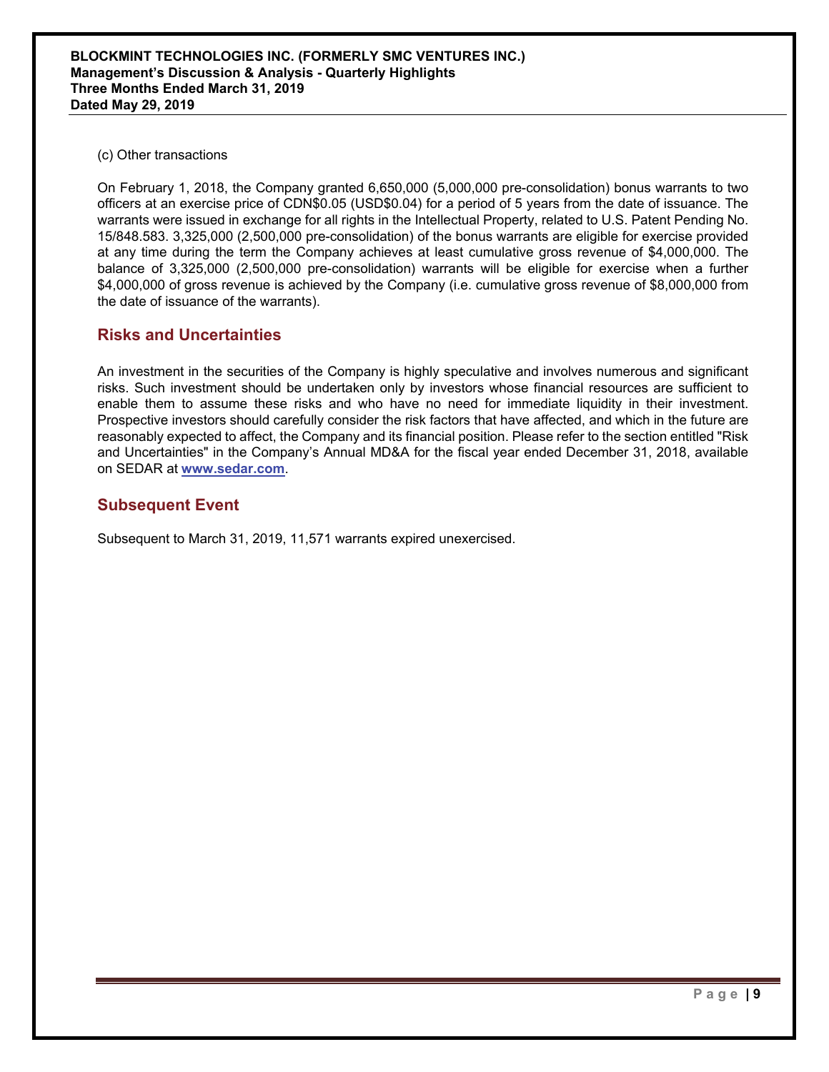(c) Other transactions

On February 1, 2018, the Company granted 6,650,000 (5,000,000 pre-consolidation) bonus warrants to two officers at an exercise price of CDN$0.05 (USD$0.04) for a period of 5 years from the date of issuance. The warrants were issued in exchange for all rights in the Intellectual Property, related to U.S. Patent Pending No. 15/848.583. 3,325,000 (2,500,000 pre-consolidation) of the bonus warrants are eligible for exercise provided at any time during the term the Company achieves at least cumulative gross revenue of $4,000,000. The balance of 3,325,000 (2,500,000 pre-consolidation) warrants will be eligible for exercise when a further $4,000,000 of gross revenue is achieved by the Company (i.e. cumulative gross revenue of $8,000,000 from the date of issuance of the warrants).

## Risks and Uncertainties

An investment in the securities of the Company is highly speculative and involves numerous and significant risks. Such investment should be undertaken only by investors whose financial resources are sufficient to enable them to assume these risks and who have no need for immediate liquidity in their investment. Prospective investors should carefully consider the risk factors that have affected, and which in the future are reasonably expected to affect, the Company and its financial position. Please refer to the section entitled "Risk and Uncertainties" in the Company's Annual MD&A for the fiscal year ended December 31, 2018, available on SEDAR at **www.sedar.com**.

## Subsequent Event

Subsequent to March 31, 2019, 11,571 warrants expired unexercised.